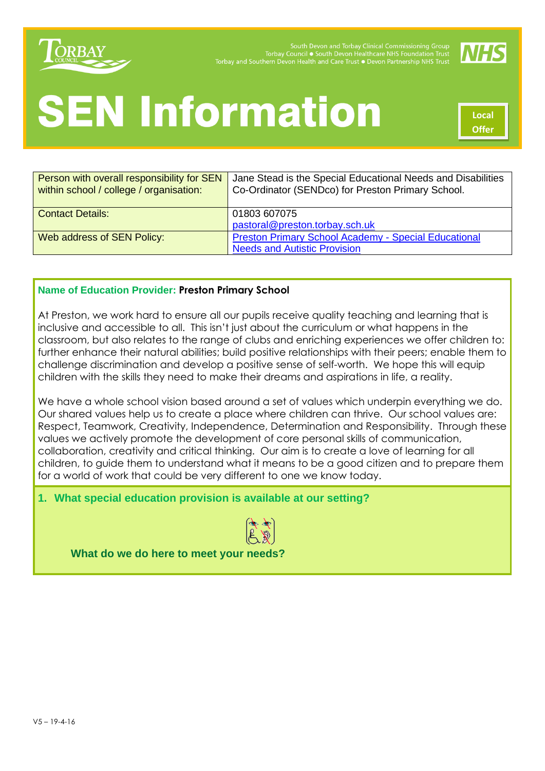# SEN Information

South Devon and Torbay Clinical Commissioning Group
Torbay Council ● South Devon Healthcare NHS Foundation Trust
Torbay and Southern Devon Health and Care Trust ● Devon Partnership NHS Trust

Local Offer

| Person with overall responsibility for SEN within school / college / organisation: | Jane Stead is the Special Educational Needs and Disabilities Co-Ordinator (SENDco) for Preston Primary School. |
|---|---|
| Contact Details: | 01803 607075<br>pastoral@preston.torbay.sch.uk |
| Web address of SEN Policy: | Preston Primary School Academy - Special Educational Needs and Autistic Provision |

**Name of Education Provider:** **Preston Primary School**

At Preston, we work hard to ensure all our pupils receive quality teaching and learning that is inclusive and accessible to all. This isn't just about the curriculum or what happens in the classroom, but also relates to the range of clubs and enriching experiences we offer children to: further enhance their natural abilities; build positive relationships with their peers; enable them to challenge discrimination and develop a positive sense of self-worth. We hope this will equip children with the skills they need to make their dreams and aspirations in life, a reality.

We have a whole school vision based around a set of values which underpin everything we do. Our shared values help us to create a place where children can thrive. Our school values are: Respect, Teamwork, Creativity, Independence, Determination and Responsibility. Through these values we actively promote the development of core personal skills of communication, collaboration, creativity and critical thinking. Our aim is to create a love of learning for all children, to guide them to understand what it means to be a good citizen and to prepare them for a world of work that could be very different to one we know today.

## 1. What special education provision is available at our setting?

**What do we do here to meet your needs?**

V5 – 19-4-16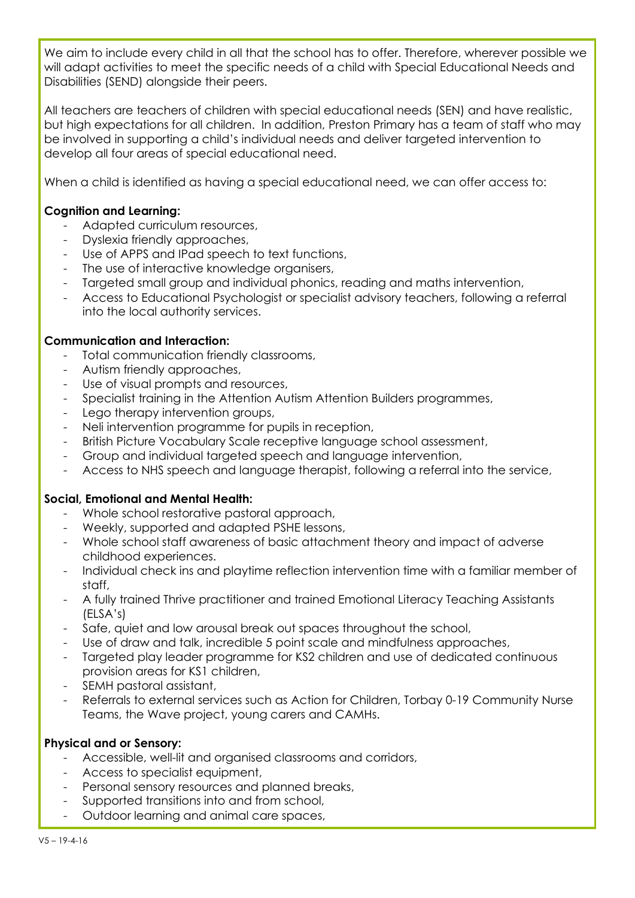We aim to include every child in all that the school has to offer. Therefore, wherever possible we will adapt activities to meet the specific needs of a child with Special Educational Needs and Disabilities (SEND) alongside their peers.

All teachers are teachers of children with special educational needs (SEN) and have realistic, but high expectations for all children. In addition, Preston Primary has a team of staff who may be involved in supporting a child's individual needs and deliver targeted intervention to develop all four areas of special educational need.

When a child is identified as having a special educational need, we can offer access to:

**Cognition and Learning:**

- Adapted curriculum resources,
- Dyslexia friendly approaches,
- Use of APPS and IPad speech to text functions,
- The use of interactive knowledge organisers,
- Targeted small group and individual phonics, reading and maths intervention,
- Access to Educational Psychologist or specialist advisory teachers, following a referral into the local authority services.

**Communication and Interaction:**

- Total communication friendly classrooms,
- Autism friendly approaches,
- Use of visual prompts and resources,
- Specialist training in the Attention Autism Attention Builders programmes,
- Lego therapy intervention groups,
- Neli intervention programme for pupils in reception,
- British Picture Vocabulary Scale receptive language school assessment,
- Group and individual targeted speech and language intervention,
- Access to NHS speech and language therapist, following a referral into the service,

**Social, Emotional and Mental Health:**

- Whole school restorative pastoral approach,
- Weekly, supported and adapted PSHE lessons,
- Whole school staff awareness of basic attachment theory and impact of adverse childhood experiences.
- Individual check ins and playtime reflection intervention time with a familiar member of staff,
- A fully trained Thrive practitioner and trained Emotional Literacy Teaching Assistants (ELSA's)
- Safe, quiet and low arousal break out spaces throughout the school,
- Use of draw and talk, incredible 5 point scale and mindfulness approaches,
- Targeted play leader programme for KS2 children and use of dedicated continuous provision areas for KS1 children,
- SEMH pastoral assistant,
- Referrals to external services such as Action for Children, Torbay 0-19 Community Nurse Teams, the Wave project, young carers and CAMHs.

**Physical and or Sensory:**

- Accessible, well-lit and organised classrooms and corridors,
- Access to specialist equipment,
- Personal sensory resources and planned breaks,
- Supported transitions into and from school,
- Outdoor learning and animal care spaces,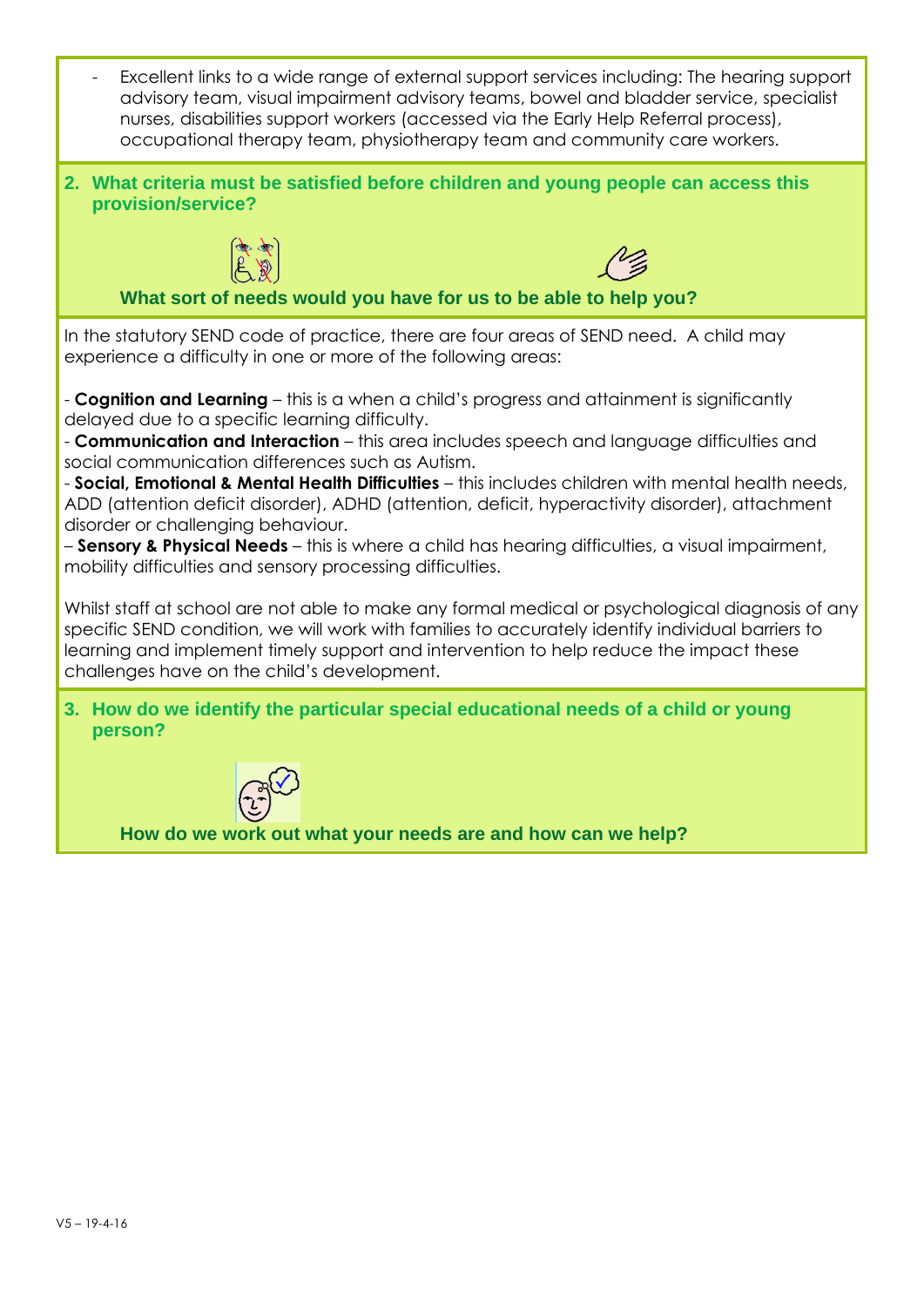- Excellent links to a wide range of external support services including: The hearing support advisory team, visual impairment advisory teams, bowel and bladder service, specialist nurses, disabilities support workers (accessed via the Early Help Referral process), occupational therapy team, physiotherapy team and community care workers.

## 2. What criteria must be satisfied before children and young people can access this provision/service?

**What sort of needs would you have for us to be able to help you?**

In the statutory SEND code of practice, there are four areas of SEND need. A child may experience a difficulty in one or more of the following areas:

- **Cognition and Learning** – this is a when a child's progress and attainment is significantly delayed due to a specific learning difficulty.
- **Communication and Interaction** – this area includes speech and language difficulties and social communication differences such as Autism.
- **Social, Emotional & Mental Health Difficulties** – this includes children with mental health needs, ADD (attention deficit disorder), ADHD (attention, deficit, hyperactivity disorder), attachment disorder or challenging behaviour.
– **Sensory & Physical Needs** – this is where a child has hearing difficulties, a visual impairment, mobility difficulties and sensory processing difficulties.

Whilst staff at school are not able to make any formal medical or psychological diagnosis of any specific SEND condition, we will work with families to accurately identify individual barriers to learning and implement timely support and intervention to help reduce the impact these challenges have on the child's development.

## 3. How do we identify the particular special educational needs of a child or young person?

**How do we work out what your needs are and how can we help?**

V5 – 19-4-16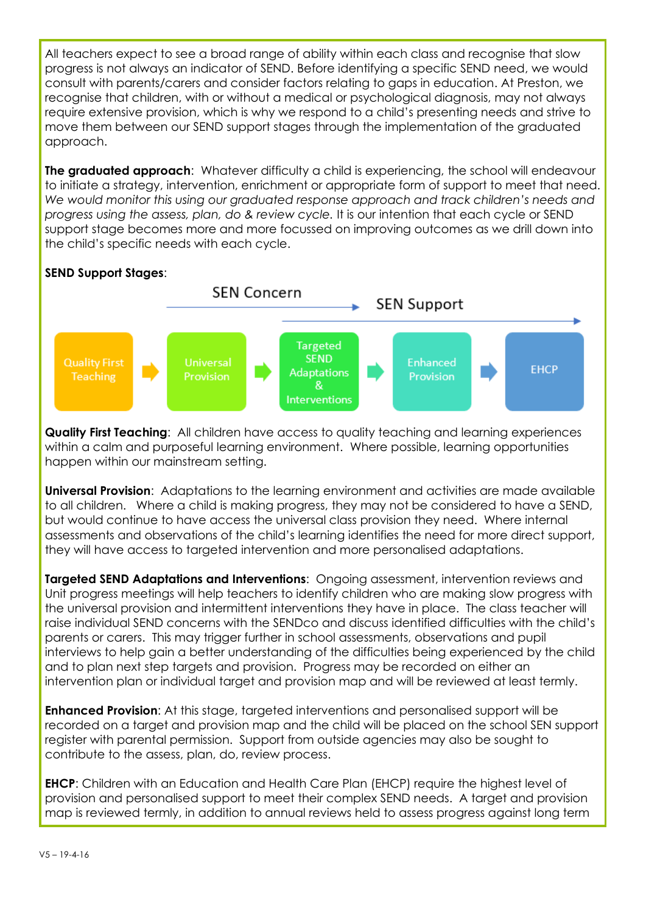All teachers expect to see a broad range of ability within each class and recognise that slow progress is not always an indicator of SEND. Before identifying a specific SEND need, we would consult with parents/carers and consider factors relating to gaps in education. At Preston, we recognise that children, with or without a medical or psychological diagnosis, may not always require extensive provision, which is why we respond to a child's presenting needs and strive to move them between our SEND support stages through the implementation of the graduated approach.

**The graduated approach**: Whatever difficulty a child is experiencing, the school will endeavour to initiate a strategy, intervention, enrichment or appropriate form of support to meet that need. *We would monitor this using our graduated response approach and track children's needs and progress using the assess, plan, do & review cycle.* It is our intention that each cycle or SEND support stage becomes more and more focussed on improving outcomes as we drill down into the child's specific needs with each cycle.

**SEND Support Stages**:

SEN Concern → SEN Support →

Quality First Teaching → Universal Provision → Targeted SEND Adaptations & Interventions → Enhanced Provision → EHCP

**Quality First Teaching**: All children have access to quality teaching and learning experiences within a calm and purposeful learning environment. Where possible, learning opportunities happen within our mainstream setting.

**Universal Provision**: Adaptations to the learning environment and activities are made available to all children. Where a child is making progress, they may not be considered to have a SEND, but would continue to have access the universal class provision they need. Where internal assessments and observations of the child's learning identifies the need for more direct support, they will have access to targeted intervention and more personalised adaptations.

**Targeted SEND Adaptations and Interventions**: Ongoing assessment, intervention reviews and Unit progress meetings will help teachers to identify children who are making slow progress with the universal provision and intermittent interventions they have in place. The class teacher will raise individual SEND concerns with the SENDco and discuss identified difficulties with the child's parents or carers. This may trigger further in school assessments, observations and pupil interviews to help gain a better understanding of the difficulties being experienced by the child and to plan next step targets and provision. Progress may be recorded on either an intervention plan or individual target and provision map and will be reviewed at least termly.

**Enhanced Provision**: At this stage, targeted interventions and personalised support will be recorded on a target and provision map and the child will be placed on the school SEN support register with parental permission. Support from outside agencies may also be sought to contribute to the assess, plan, do, review process.

**EHCP**: Children with an Education and Health Care Plan (EHCP) require the highest level of provision and personalised support to meet their complex SEND needs. A target and provision map is reviewed termly, in addition to annual reviews held to assess progress against long term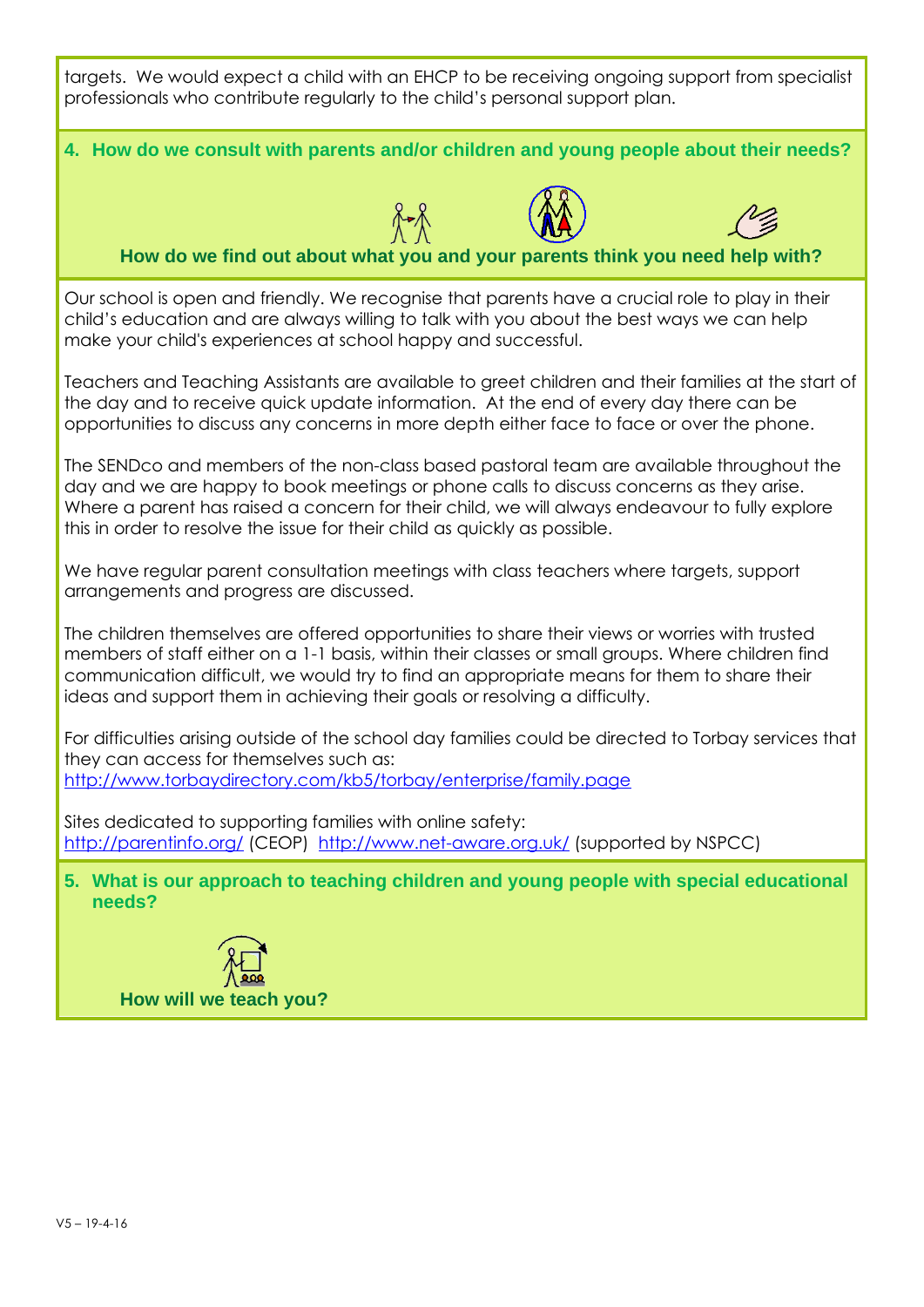targets. We would expect a child with an EHCP to be receiving ongoing support from specialist professionals who contribute regularly to the child's personal support plan.

## 4. How do we consult with parents and/or children and young people about their needs?

**How do we find out about what you and your parents think you need help with?**

Our school is open and friendly. We recognise that parents have a crucial role to play in their child's education and are always willing to talk with you about the best ways we can help make your child's experiences at school happy and successful.

Teachers and Teaching Assistants are available to greet children and their families at the start of the day and to receive quick update information. At the end of every day there can be opportunities to discuss any concerns in more depth either face to face or over the phone.

The SENDco and members of the non-class based pastoral team are available throughout the day and we are happy to book meetings or phone calls to discuss concerns as they arise. Where a parent has raised a concern for their child, we will always endeavour to fully explore this in order to resolve the issue for their child as quickly as possible.

We have regular parent consultation meetings with class teachers where targets, support arrangements and progress are discussed.

The children themselves are offered opportunities to share their views or worries with trusted members of staff either on a 1-1 basis, within their classes or small groups. Where children find communication difficult, we would try to find an appropriate means for them to share their ideas and support them in achieving their goals or resolving a difficulty.

For difficulties arising outside of the school day families could be directed to Torbay services that they can access for themselves such as:
http://www.torbaydirectory.com/kb5/torbay/enterprise/family.page

Sites dedicated to supporting families with online safety:
http://parentinfo.org/ (CEOP) http://www.net-aware.org.uk/ (supported by NSPCC)

## 5. What is our approach to teaching children and young people with special educational needs?

**How will we teach you?**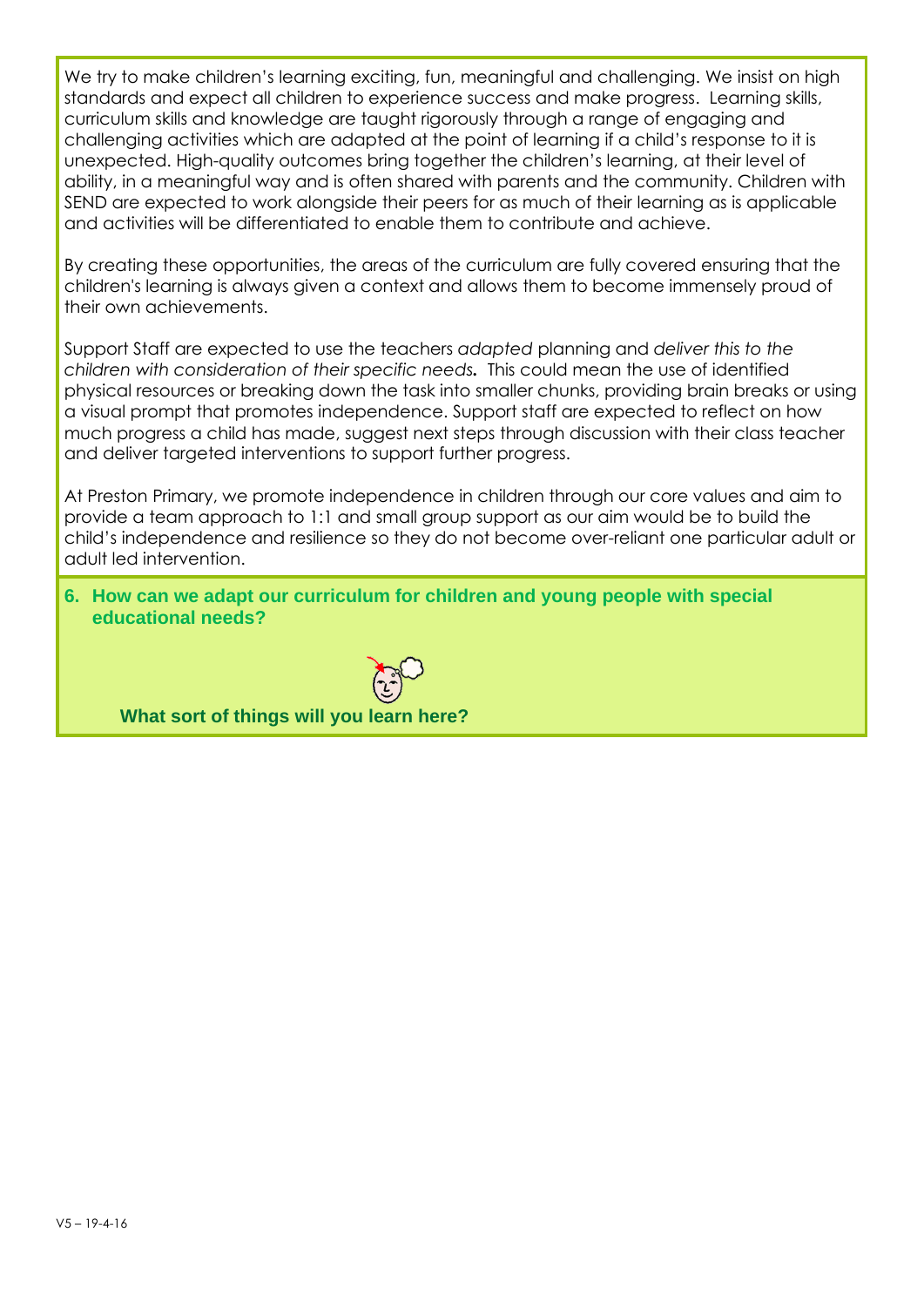We try to make children's learning exciting, fun, meaningful and challenging. We insist on high standards and expect all children to experience success and make progress. Learning skills, curriculum skills and knowledge are taught rigorously through a range of engaging and challenging activities which are adapted at the point of learning if a child's response to it is unexpected. High-quality outcomes bring together the children's learning, at their level of ability, in a meaningful way and is often shared with parents and the community. Children with SEND are expected to work alongside their peers for as much of their learning as is applicable and activities will be differentiated to enable them to contribute and achieve.

By creating these opportunities, the areas of the curriculum are fully covered ensuring that the children's learning is always given a context and allows them to become immensely proud of their own achievements.

Support Staff are expected to use the teachers *adapted* planning and *deliver this to the children with consideration of their specific needs.* This could mean the use of identified physical resources or breaking down the task into smaller chunks, providing brain breaks or using a visual prompt that promotes independence. Support staff are expected to reflect on how much progress a child has made, suggest next steps through discussion with their class teacher and deliver targeted interventions to support further progress.

At Preston Primary, we promote independence in children through our core values and aim to provide a team approach to 1:1 and small group support as our aim would be to build the child's independence and resilience so they do not become over-reliant one particular adult or adult led intervention.

## 6. How can we adapt our curriculum for children and young people with special educational needs?

**What sort of things will you learn here?**

V5 – 19-4-16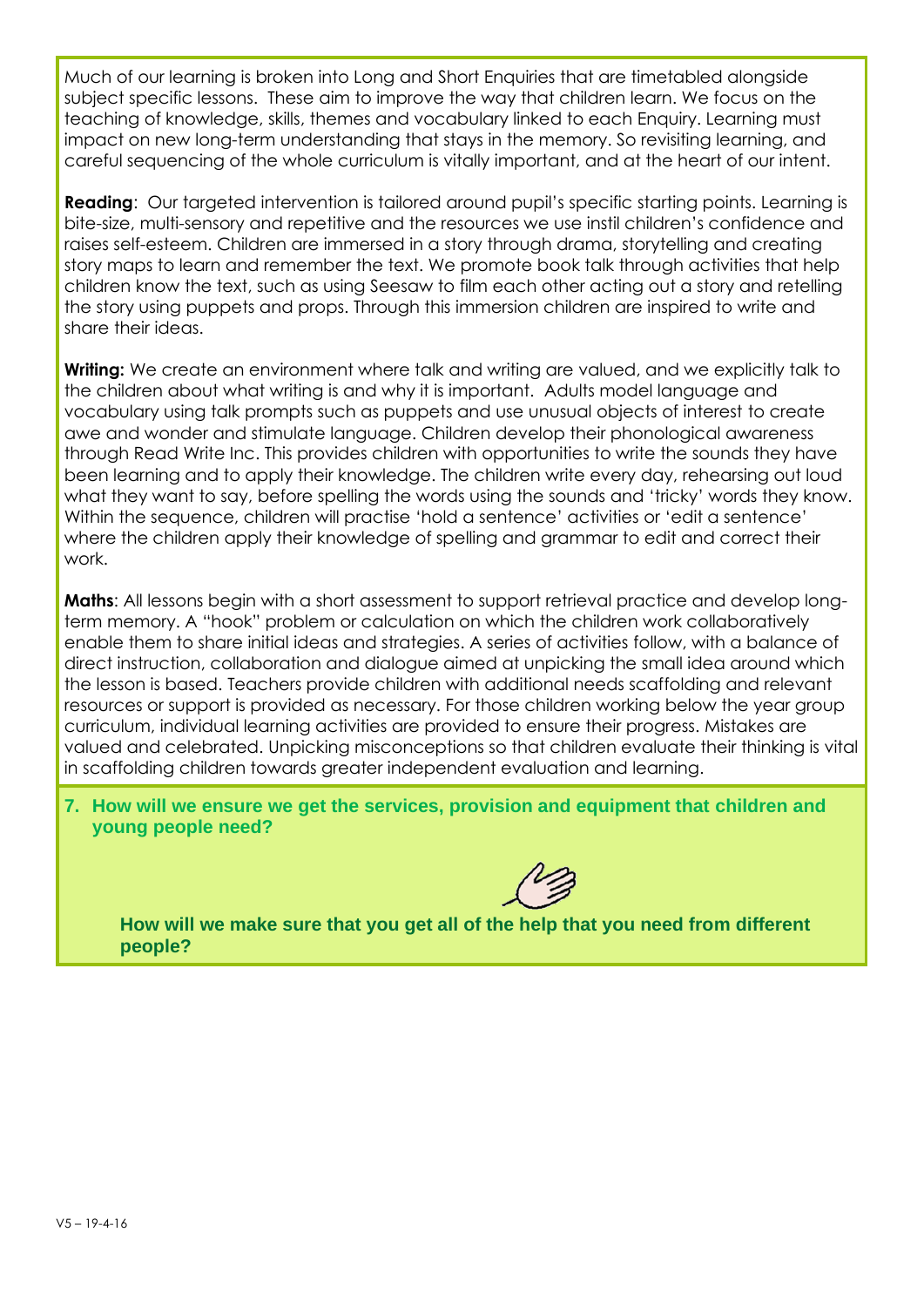Much of our learning is broken into Long and Short Enquiries that are timetabled alongside subject specific lessons. These aim to improve the way that children learn. We focus on the teaching of knowledge, skills, themes and vocabulary linked to each Enquiry. Learning must impact on new long-term understanding that stays in the memory. So revisiting learning, and careful sequencing of the whole curriculum is vitally important, and at the heart of our intent.

**Reading**: Our targeted intervention is tailored around pupil's specific starting points. Learning is bite-size, multi-sensory and repetitive and the resources we use instil children's confidence and raises self-esteem. Children are immersed in a story through drama, storytelling and creating story maps to learn and remember the text. We promote book talk through activities that help children know the text, such as using Seesaw to film each other acting out a story and retelling the story using puppets and props. Through this immersion children are inspired to write and share their ideas.

**Writing:** We create an environment where talk and writing are valued, and we explicitly talk to the children about what writing is and why it is important. Adults model language and vocabulary using talk prompts such as puppets and use unusual objects of interest to create awe and wonder and stimulate language. Children develop their phonological awareness through Read Write Inc. This provides children with opportunities to write the sounds they have been learning and to apply their knowledge. The children write every day, rehearsing out loud what they want to say, before spelling the words using the sounds and 'tricky' words they know. Within the sequence, children will practise 'hold a sentence' activities or 'edit a sentence' where the children apply their knowledge of spelling and grammar to edit and correct their work.

**Maths**: All lessons begin with a short assessment to support retrieval practice and develop long-term memory. A "hook" problem or calculation on which the children work collaboratively enable them to share initial ideas and strategies. A series of activities follow, with a balance of direct instruction, collaboration and dialogue aimed at unpicking the small idea around which the lesson is based. Teachers provide children with additional needs scaffolding and relevant resources or support is provided as necessary. For those children working below the year group curriculum, individual learning activities are provided to ensure their progress. Mistakes are valued and celebrated. Unpicking misconceptions so that children evaluate their thinking is vital in scaffolding children towards greater independent evaluation and learning.

## 7. How will we ensure we get the services, provision and equipment that children and young people need?

**How will we make sure that you get all of the help that you need from different people?**

V5 – 19-4-16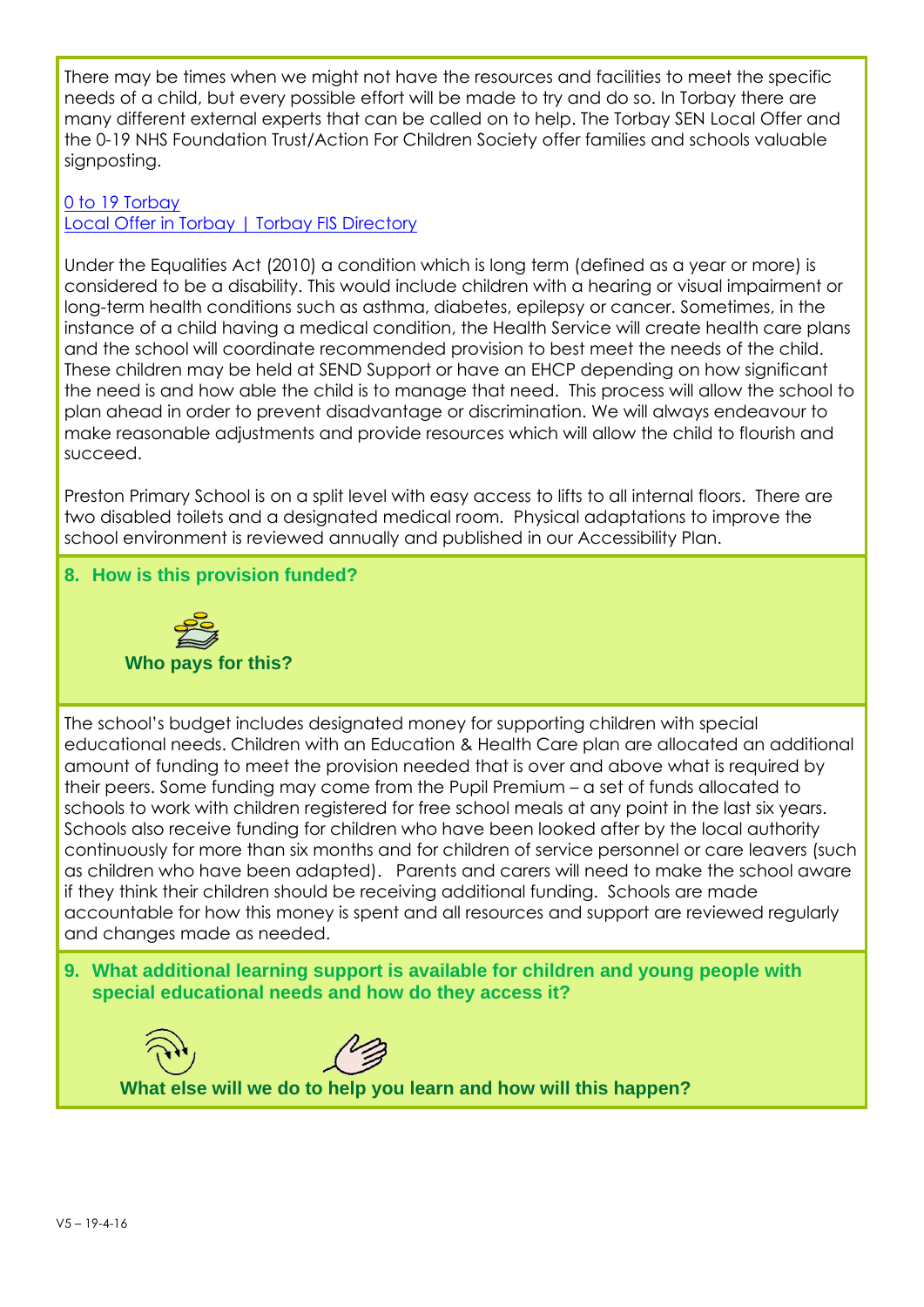There may be times when we might not have the resources and facilities to meet the specific needs of a child, but every possible effort will be made to try and do so. In Torbay there are many different external experts that can be called on to help. The Torbay SEN Local Offer and the 0-19 NHS Foundation Trust/Action For Children Society offer families and schools valuable signposting.

[0 to 19 Torbay](0 to 19 Torbay)
[Local Offer in Torbay | Torbay FIS Directory](Local Offer in Torbay | Torbay FIS Directory)

Under the Equalities Act (2010) a condition which is long term (defined as a year or more) is considered to be a disability. This would include children with a hearing or visual impairment or long-term health conditions such as asthma, diabetes, epilepsy or cancer. Sometimes, in the instance of a child having a medical condition, the Health Service will create health care plans and the school will coordinate recommended provision to best meet the needs of the child. These children may be held at SEND Support or have an EHCP depending on how significant the need is and how able the child is to manage that need. This process will allow the school to plan ahead in order to prevent disadvantage or discrimination. We will always endeavour to make reasonable adjustments and provide resources which will allow the child to flourish and succeed.

Preston Primary School is on a split level with easy access to lifts to all internal floors. There are two disabled toilets and a designated medical room. Physical adaptations to improve the school environment is reviewed annually and published in our Accessibility Plan.

## 8. How is this provision funded?

**Who pays for this?**

The school's budget includes designated money for supporting children with special educational needs. Children with an Education & Health Care plan are allocated an additional amount of funding to meet the provision needed that is over and above what is required by their peers. Some funding may come from the Pupil Premium – a set of funds allocated to schools to work with children registered for free school meals at any point in the last six years. Schools also receive funding for children who have been looked after by the local authority continuously for more than six months and for children of service personnel or care leavers (such as children who have been adapted). Parents and carers will need to make the school aware if they think their children should be receiving additional funding. Schools are made accountable for how this money is spent and all resources and support are reviewed regularly and changes made as needed.

## 9. What additional learning support is available for children and young people with special educational needs and how do they access it?

**What else will we do to help you learn and how will this happen?**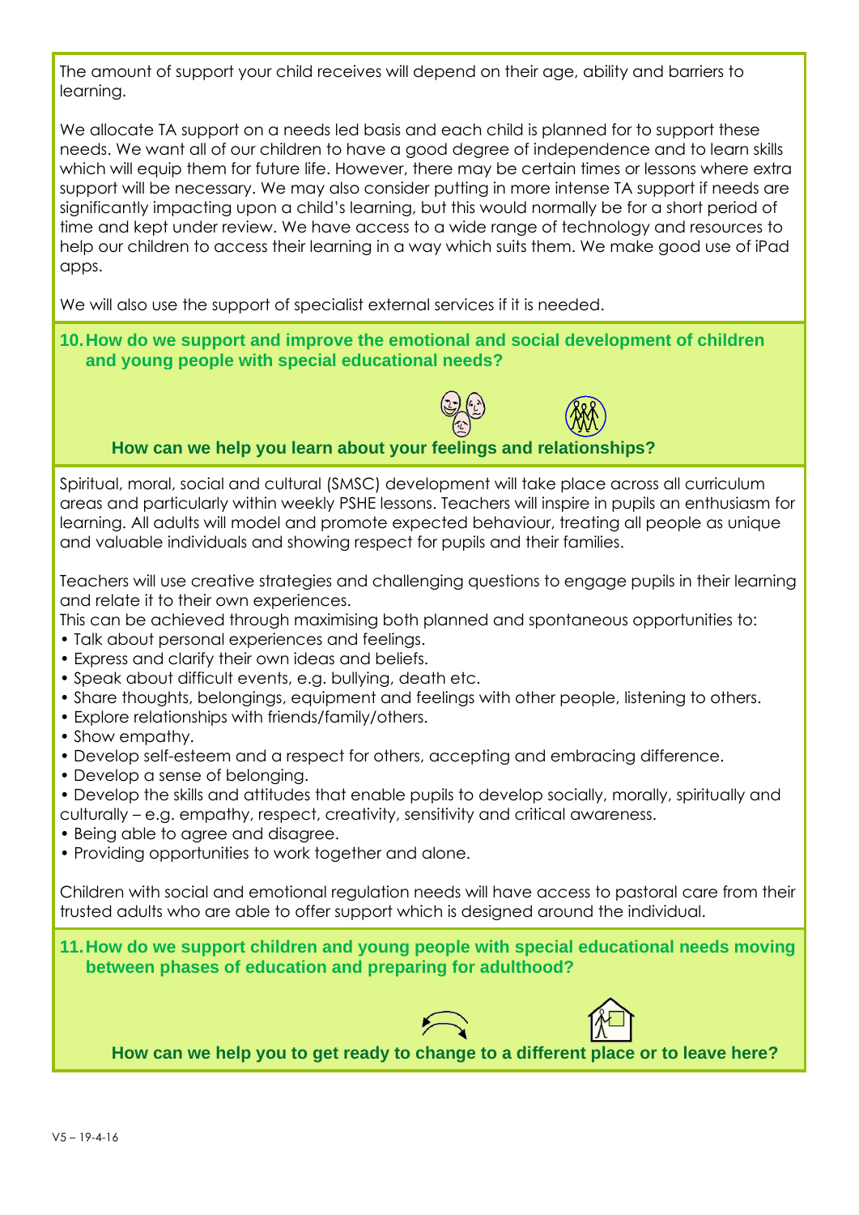The amount of support your child receives will depend on their age, ability and barriers to learning.

We allocate TA support on a needs led basis and each child is planned for to support these needs. We want all of our children to have a good degree of independence and to learn skills which will equip them for future life. However, there may be certain times or lessons where extra support will be necessary. We may also consider putting in more intense TA support if needs are significantly impacting upon a child's learning, but this would normally be for a short period of time and kept under review. We have access to a wide range of technology and resources to help our children to access their learning in a way which suits them. We make good use of iPad apps.

We will also use the support of specialist external services if it is needed.

## 10. How do we support and improve the emotional and social development of children and young people with special educational needs?

### How can we help you learn about your feelings and relationships?

Spiritual, moral, social and cultural (SMSC) development will take place across all curriculum areas and particularly within weekly PSHE lessons. Teachers will inspire in pupils an enthusiasm for learning. All adults will model and promote expected behaviour, treating all people as unique and valuable individuals and showing respect for pupils and their families.

Teachers will use creative strategies and challenging questions to engage pupils in their learning and relate it to their own experiences.

This can be achieved through maximising both planned and spontaneous opportunities to:

- Talk about personal experiences and feelings.
- Express and clarify their own ideas and beliefs.
- Speak about difficult events, e.g. bullying, death etc.
- Share thoughts, belongings, equipment and feelings with other people, listening to others.
- Explore relationships with friends/family/others.
- Show empathy.
- Develop self-esteem and a respect for others, accepting and embracing difference.
- Develop a sense of belonging.
- Develop the skills and attitudes that enable pupils to develop socially, morally, spiritually and culturally – e.g. empathy, respect, creativity, sensitivity and critical awareness.
- Being able to agree and disagree.
- Providing opportunities to work together and alone.

Children with social and emotional regulation needs will have access to pastoral care from their trusted adults who are able to offer support which is designed around the individual.

## 11. How do we support children and young people with special educational needs moving between phases of education and preparing for adulthood?

### How can we help you to get ready to change to a different place or to leave here?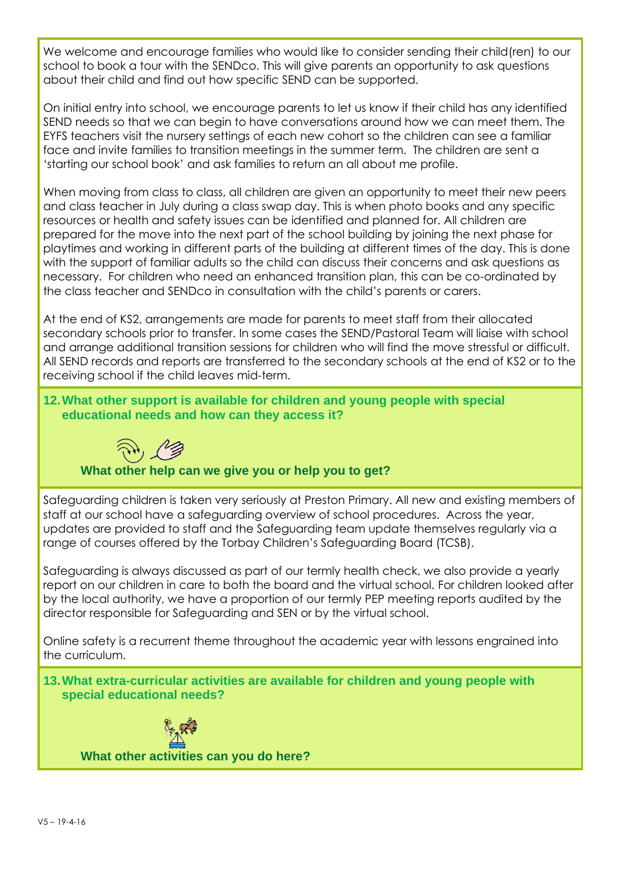We welcome and encourage families who would like to consider sending their child(ren) to our school to book a tour with the SENDco. This will give parents an opportunity to ask questions about their child and find out how specific SEND can be supported.

On initial entry into school, we encourage parents to let us know if their child has any identified SEND needs so that we can begin to have conversations around how we can meet them. The EYFS teachers visit the nursery settings of each new cohort so the children can see a familiar face and invite families to transition meetings in the summer term. The children are sent a 'starting our school book' and ask families to return an all about me profile.

When moving from class to class, all children are given an opportunity to meet their new peers and class teacher in July during a class swap day. This is when photo books and any specific resources or health and safety issues can be identified and planned for. All children are prepared for the move into the next part of the school building by joining the next phase for playtimes and working in different parts of the building at different times of the day. This is done with the support of familiar adults so the child can discuss their concerns and ask questions as necessary. For children who need an enhanced transition plan, this can be co-ordinated by the class teacher and SENDco in consultation with the child's parents or carers.

At the end of KS2, arrangements are made for parents to meet staff from their allocated secondary schools prior to transfer. In some cases the SEND/Pastoral Team will liaise with school and arrange additional transition sessions for children who will find the move stressful or difficult. All SEND records and reports are transferred to the secondary schools at the end of KS2 or to the receiving school if the child leaves mid-term.

## 12. What other support is available for children and young people with special educational needs and how can they access it?

### What other help can we give you or help you to get?

Safeguarding children is taken very seriously at Preston Primary. All new and existing members of staff at our school have a safeguarding overview of school procedures. Across the year, updates are provided to staff and the Safeguarding team update themselves regularly via a range of courses offered by the Torbay Children's Safeguarding Board (TCSB).

Safeguarding is always discussed as part of our termly health check, we also provide a yearly report on our children in care to both the board and the virtual school. For children looked after by the local authority, we have a proportion of our termly PEP meeting reports audited by the director responsible for Safeguarding and SEN or by the virtual school.

Online safety is a recurrent theme throughout the academic year with lessons engrained into the curriculum.

## 13. What extra-curricular activities are available for children and young people with special educational needs?

### What other activities can you do here?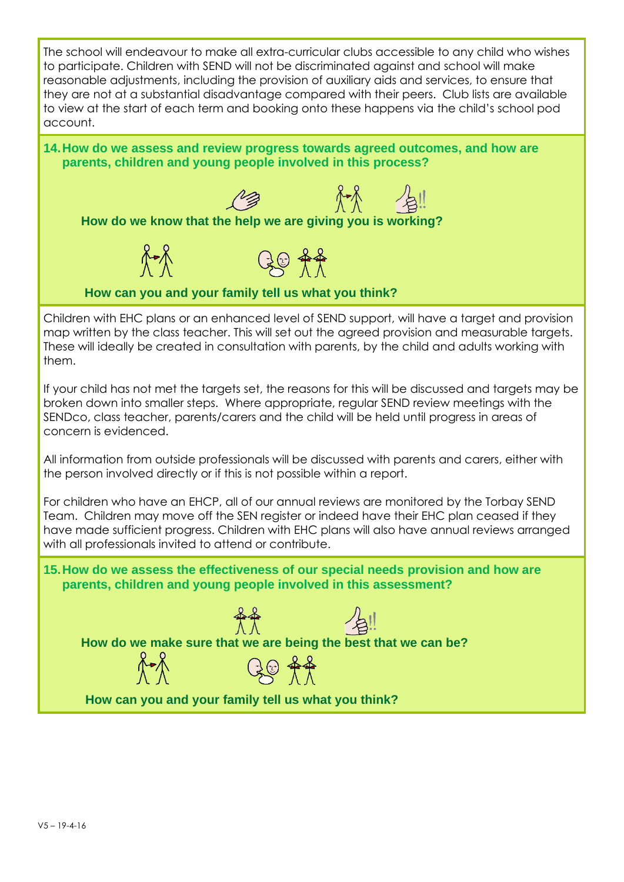The school will endeavour to make all extra-curricular clubs accessible to any child who wishes to participate. Children with SEND will not be discriminated against and school will make reasonable adjustments, including the provision of auxiliary aids and services, to ensure that they are not at a substantial disadvantage compared with their peers. Club lists are available to view at the start of each term and booking onto these happens via the child's school pod account.

## 14. How do we assess and review progress towards agreed outcomes, and how are parents, children and young people involved in this process?

**How do we know that the help we are giving you is working?**

**How can you and your family tell us what you think?**

Children with EHC plans or an enhanced level of SEND support, will have a target and provision map written by the class teacher. This will set out the agreed provision and measurable targets. These will ideally be created in consultation with parents, by the child and adults working with them.

If your child has not met the targets set, the reasons for this will be discussed and targets may be broken down into smaller steps. Where appropriate, regular SEND review meetings with the SENDco, class teacher, parents/carers and the child will be held until progress in areas of concern is evidenced.

All information from outside professionals will be discussed with parents and carers, either with the person involved directly or if this is not possible within a report.

For children who have an EHCP, all of our annual reviews are monitored by the Torbay SEND Team. Children may move off the SEN register or indeed have their EHC plan ceased if they have made sufficient progress. Children with EHC plans will also have annual reviews arranged with all professionals invited to attend or contribute.

## 15. How do we assess the effectiveness of our special needs provision and how are parents, children and young people involved in this assessment?

**How do we make sure that we are being the best that we can be?**

**How can you and your family tell us what you think?**

V5 – 19-4-16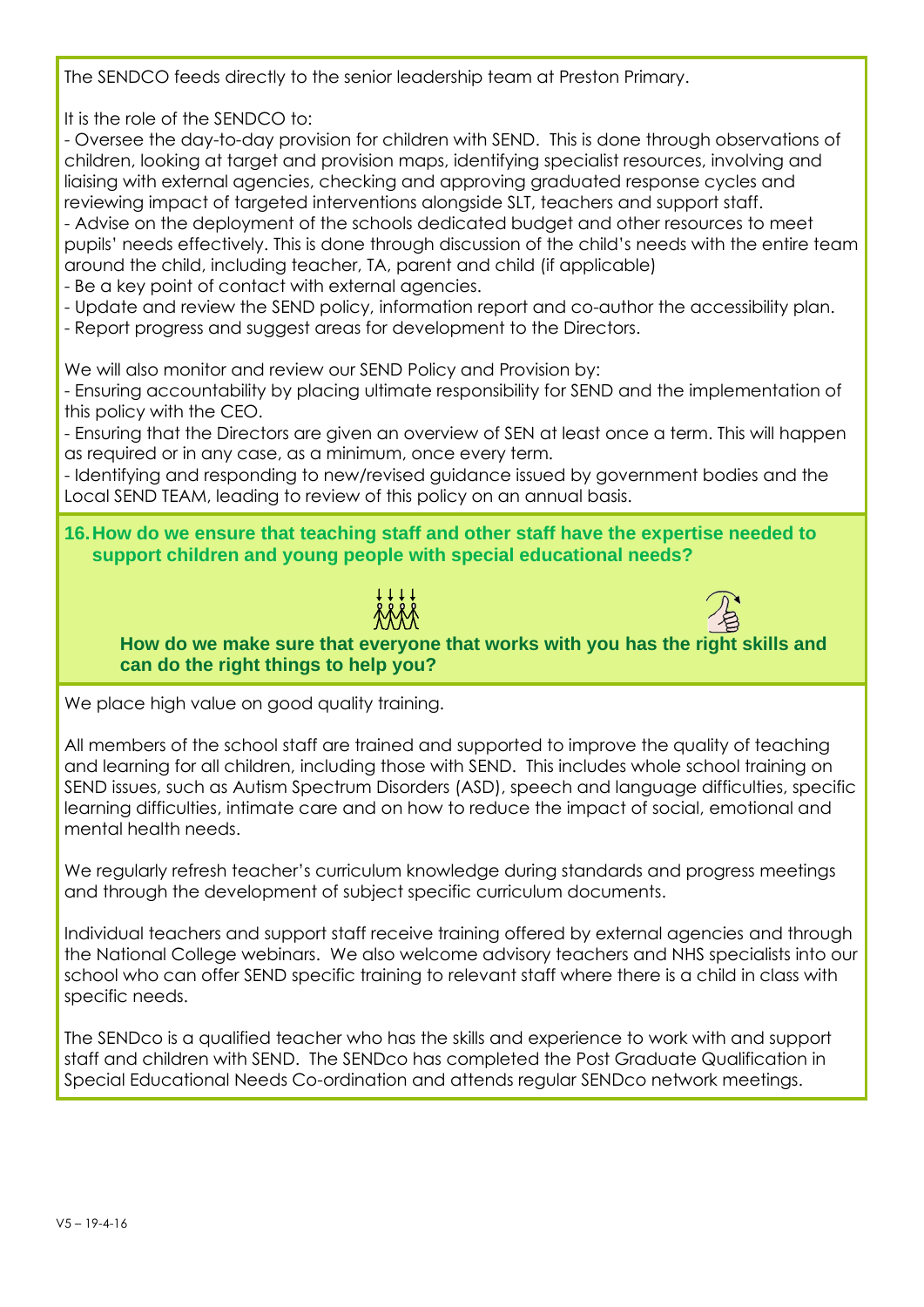The SENDCO feeds directly to the senior leadership team at Preston Primary.

It is the role of the SENDCO to:

- Oversee the day-to-day provision for children with SEND. This is done through observations of children, looking at target and provision maps, identifying specialist resources, involving and liaising with external agencies, checking and approving graduated response cycles and reviewing impact of targeted interventions alongside SLT, teachers and support staff.
- Advise on the deployment of the schools dedicated budget and other resources to meet pupils' needs effectively. This is done through discussion of the child's needs with the entire team around the child, including teacher, TA, parent and child (if applicable)
- Be a key point of contact with external agencies.
- Update and review the SEND policy, information report and co-author the accessibility plan.
- Report progress and suggest areas for development to the Directors.

We will also monitor and review our SEND Policy and Provision by:

- Ensuring accountability by placing ultimate responsibility for SEND and the implementation of this policy with the CEO.
- Ensuring that the Directors are given an overview of SEN at least once a term. This will happen as required or in any case, as a minimum, once every term.
- Identifying and responding to new/revised guidance issued by government bodies and the Local SEND TEAM, leading to review of this policy on an annual basis.

## 16. How do we ensure that teaching staff and other staff have the expertise needed to support children and young people with special educational needs?

**How do we make sure that everyone that works with you has the right skills and can do the right things to help you?**

We place high value on good quality training.

All members of the school staff are trained and supported to improve the quality of teaching and learning for all children, including those with SEND. This includes whole school training on SEND issues, such as Autism Spectrum Disorders (ASD), speech and language difficulties, specific learning difficulties, intimate care and on how to reduce the impact of social, emotional and mental health needs.

We regularly refresh teacher's curriculum knowledge during standards and progress meetings and through the development of subject specific curriculum documents.

Individual teachers and support staff receive training offered by external agencies and through the National College webinars. We also welcome advisory teachers and NHS specialists into our school who can offer SEND specific training to relevant staff where there is a child in class with specific needs.

The SENDco is a qualified teacher who has the skills and experience to work with and support staff and children with SEND. The SENDco has completed the Post Graduate Qualification in Special Educational Needs Co-ordination and attends regular SENDco network meetings.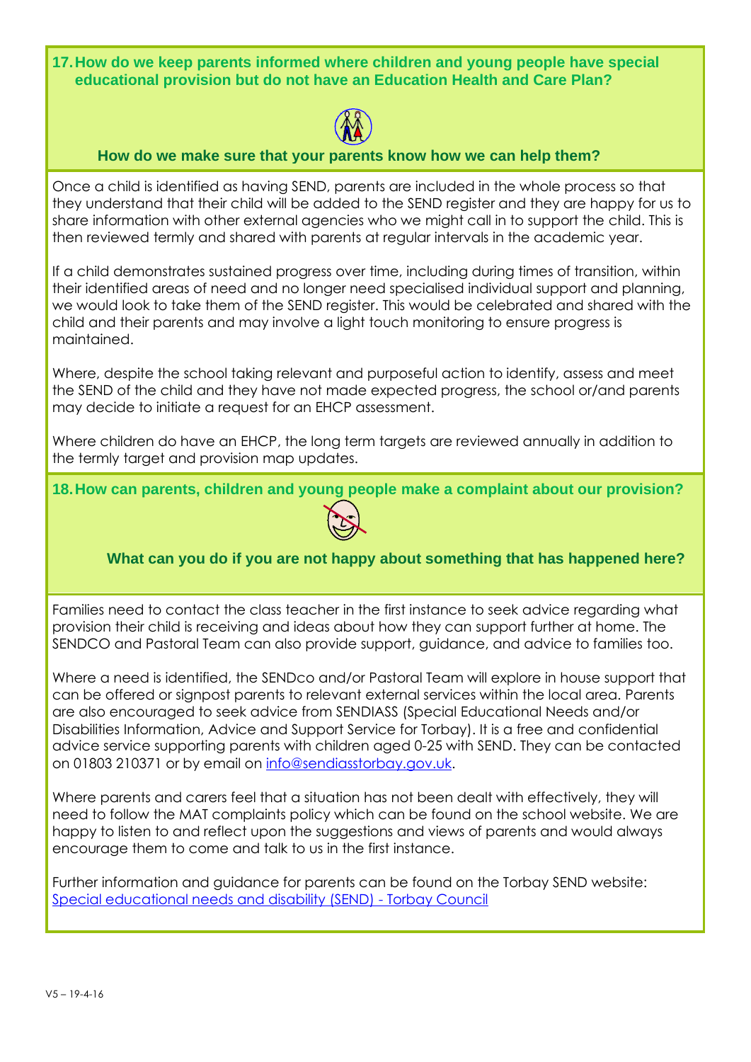## 17. How do we keep parents informed where children and young people have special educational provision but do not have an Education Health and Care Plan?

**How do we make sure that your parents know how we can help them?**

Once a child is identified as having SEND, parents are included in the whole process so that they understand that their child will be added to the SEND register and they are happy for us to share information with other external agencies who we might call in to support the child. This is then reviewed termly and shared with parents at regular intervals in the academic year.

If a child demonstrates sustained progress over time, including during times of transition, within their identified areas of need and no longer need specialised individual support and planning, we would look to take them of the SEND register. This would be celebrated and shared with the child and their parents and may involve a light touch monitoring to ensure progress is maintained.

Where, despite the school taking relevant and purposeful action to identify, assess and meet the SEND of the child and they have not made expected progress, the school or/and parents may decide to initiate a request for an EHCP assessment.

Where children do have an EHCP, the long term targets are reviewed annually in addition to the termly target and provision map updates.

## 18. How can parents, children and young people make a complaint about our provision?

**What can you do if you are not happy about something that has happened here?**

Families need to contact the class teacher in the first instance to seek advice regarding what provision their child is receiving and ideas about how they can support further at home. The SENDCO and Pastoral Team can also provide support, guidance, and advice to families too.

Where a need is identified, the SENDco and/or Pastoral Team will explore in house support that can be offered or signpost parents to relevant external services within the local area. Parents are also encouraged to seek advice from SENDIASS (Special Educational Needs and/or Disabilities Information, Advice and Support Service for Torbay). It is a free and confidential advice service supporting parents with children aged 0-25 with SEND. They can be contacted on 01803 210371 or by email on [info@sendiasstorbay.gov.uk](mailto:info@sendiasstorbay.gov.uk).

Where parents and carers feel that a situation has not been dealt with effectively, they will need to follow the MAT complaints policy which can be found on the school website. We are happy to listen to and reflect upon the suggestions and views of parents and would always encourage them to come and talk to us in the first instance.

Further information and guidance for parents can be found on the Torbay SEND website: [Special educational needs and disability (SEND) - Torbay Council]()

V5 – 19-4-16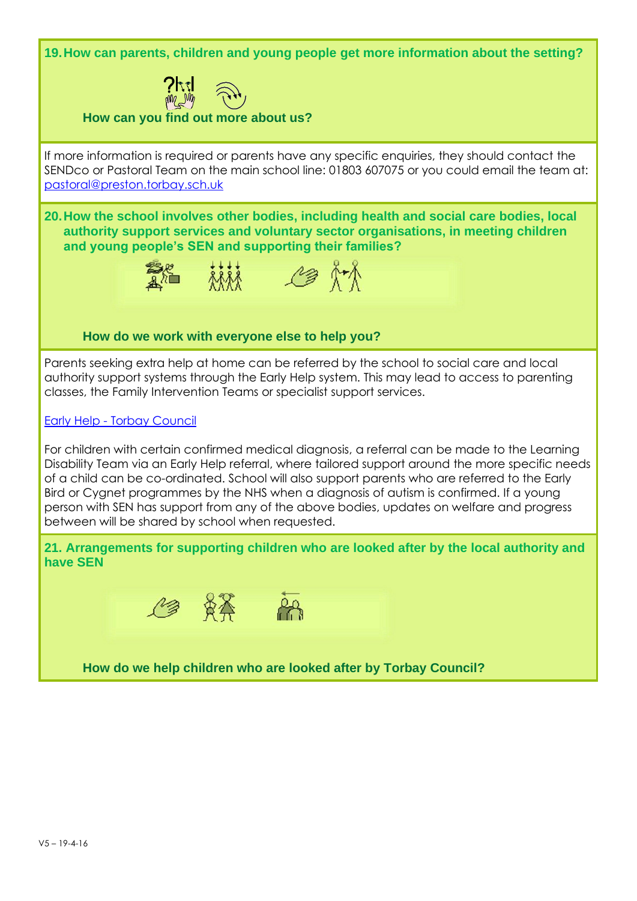## 19. How can parents, children and young people get more information about the setting?

**How can you find out more about us?**

If more information is required or parents have any specific enquiries, they should contact the SENDco or Pastoral Team on the main school line: 01803 607075 or you could email the team at: pastoral@preston.torbay.sch.uk

## 20. How the school involves other bodies, including health and social care bodies, local authority support services and voluntary sector organisations, in meeting children and young people's SEN and supporting their families?

**How do we work with everyone else to help you?**

Parents seeking extra help at home can be referred by the school to social care and local authority support systems through the Early Help system. This may lead to access to parenting classes, the Family Intervention Teams or specialist support services.

Early Help - Torbay Council

For children with certain confirmed medical diagnosis, a referral can be made to the Learning Disability Team via an Early Help referral, where tailored support around the more specific needs of a child can be co-ordinated. School will also support parents who are referred to the Early Bird or Cygnet programmes by the NHS when a diagnosis of autism is confirmed. If a young person with SEN has support from any of the above bodies, updates on welfare and progress between will be shared by school when requested.

## 21. Arrangements for supporting children who are looked after by the local authority and have SEN

**How do we help children who are looked after by Torbay Council?**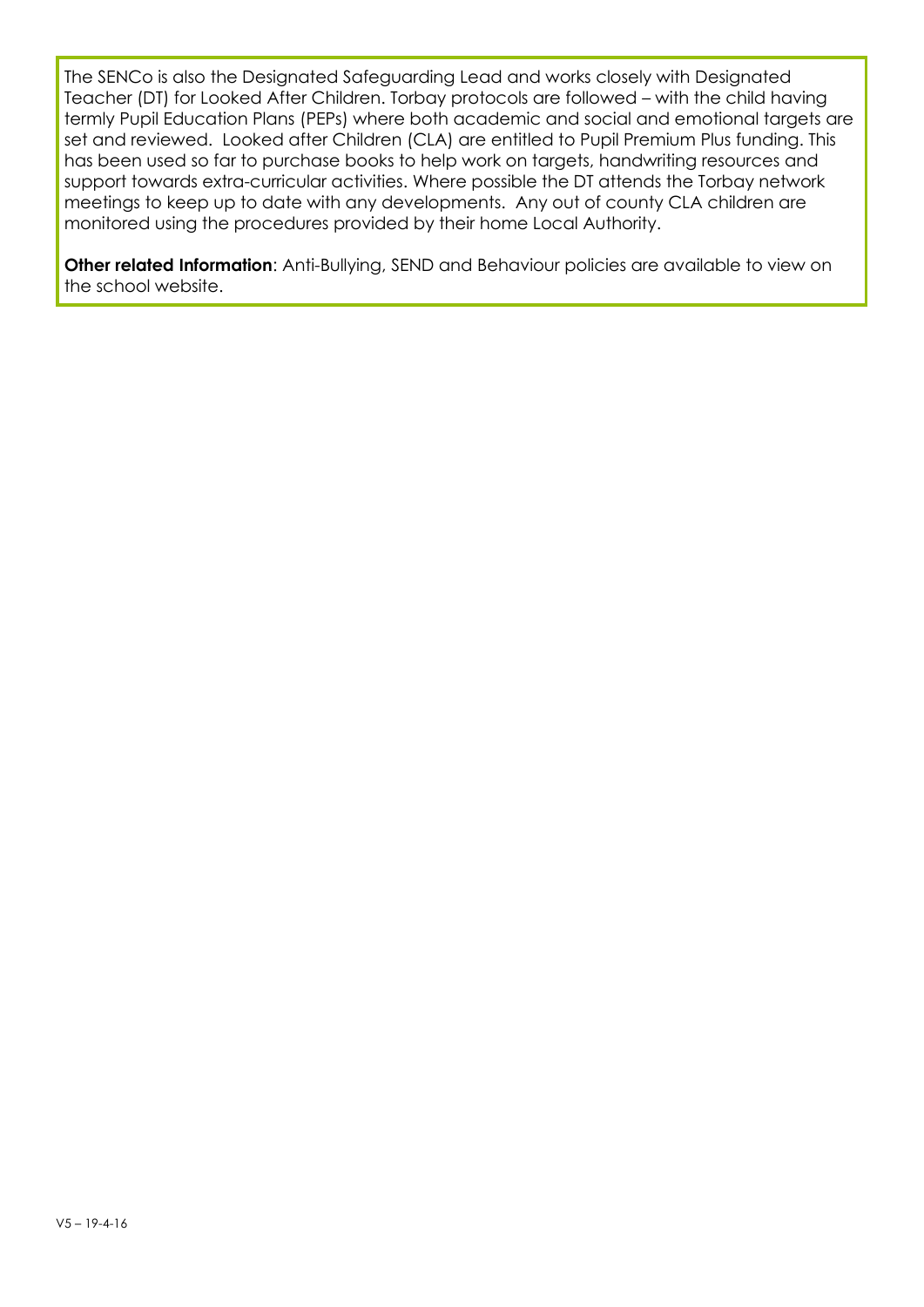The SENCo is also the Designated Safeguarding Lead and works closely with Designated Teacher (DT) for Looked After Children. Torbay protocols are followed – with the child having termly Pupil Education Plans (PEPs) where both academic and social and emotional targets are set and reviewed. Looked after Children (CLA) are entitled to Pupil Premium Plus funding. This has been used so far to purchase books to help work on targets, handwriting resources and support towards extra-curricular activities. Where possible the DT attends the Torbay network meetings to keep up to date with any developments. Any out of county CLA children are monitored using the procedures provided by their home Local Authority.

**Other related Information**: Anti-Bullying, SEND and Behaviour policies are available to view on the school website.

V5 – 19-4-16